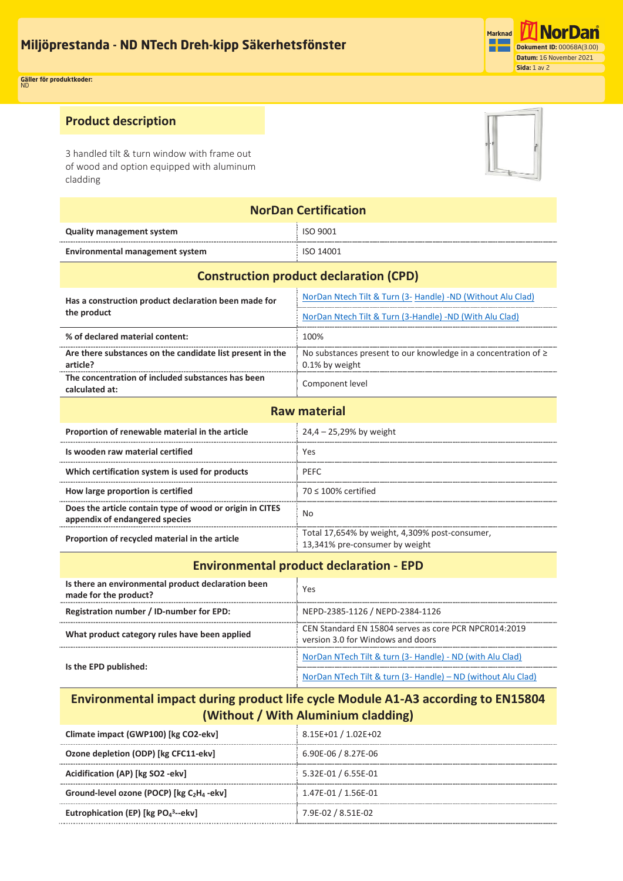# Miljöprestanda - ND NTech Dreh-kipp Säkerhetsfönster

Marknad

**Dokument ID:** 00068A(3.00)
**Datum:** 16 November 2021
**Sida:** 1 av 2

**Gäller för produktkoder:**
ND

## Product description

3 handled tilt & turn window with frame out of wood and option equipped with aluminum cladding

| NorDan Certification | |
|---|---|
| **Quality management system** | ISO 9001 |
| **Environmental management system** | ISO 14001 |

| Construction product declaration (CPD) | |
|---|---|
| **Has a construction product declaration been made for the product** | NorDan Ntech Tilt & Turn (3- Handle) -ND (Without Alu Clad) |
| | NorDan Ntech Tilt & Turn (3-Handle) -ND (With Alu Clad) |
| **% of declared material content:** | 100% |
| **Are there substances on the candidate list present in the article?** | No substances present to our knowledge in a concentration of ≥ 0.1% by weight |
| **The concentration of included substances has been calculated at:** | Component level |

| Raw material | |
|---|---|
| **Proportion of renewable material in the article** | 24,4 – 25,29% by weight |
| **Is wooden raw material certified** | Yes |
| **Which certification system is used for products** | PEFC |
| **How large proportion is certified** | 70 ≤ 100% certified |
| **Does the article contain type of wood or origin in CITES appendix of endangered species** | No |
| **Proportion of recycled material in the article** | Total 17,654% by weight, 4,309% post-consumer, 13,341% pre-consumer by weight |

| Environmental product declaration - EPD | |
|---|---|
| **Is there an environmental product declaration been made for the product?** | Yes |
| **Registration number / ID-number for EPD:** | NEPD-2385-1126 / NEPD-2384-1126 |
| **What product category rules have been applied** | CEN Standard EN 15804 serves as core PCR NPCR014:2019 version 3.0 for Windows and doors |
| **Is the EPD published:** | NorDan NTech Tilt & turn (3- Handle) - ND (with Alu Clad) |
| | NorDan NTech Tilt & turn (3- Handle) – ND (without Alu Clad) |

| Environmental impact during product life cycle Module A1-A3 according to EN15804 (Without / With Aluminium cladding) | |
|---|---|
| **Climate impact (GWP100) [kg CO2-ekv]** | 8.15E+01 / 1.02E+02 |
| **Ozone depletion (ODP) [kg CFC11-ekv]** | 6.90E-06 / 8.27E-06 |
| **Acidification (AP) [kg SO2 -ekv]** | 5.32E-01 / 6.55E-01 |
| **Ground-level ozone (POCP) [kg $C_2H_4$ -ekv]** | 1.47E-01 / 1.56E-01 |
| **Eutrophication (EP) [kg $PO_4^{3-}$-ekv]** | 7.9E-02 / 8.51E-02 |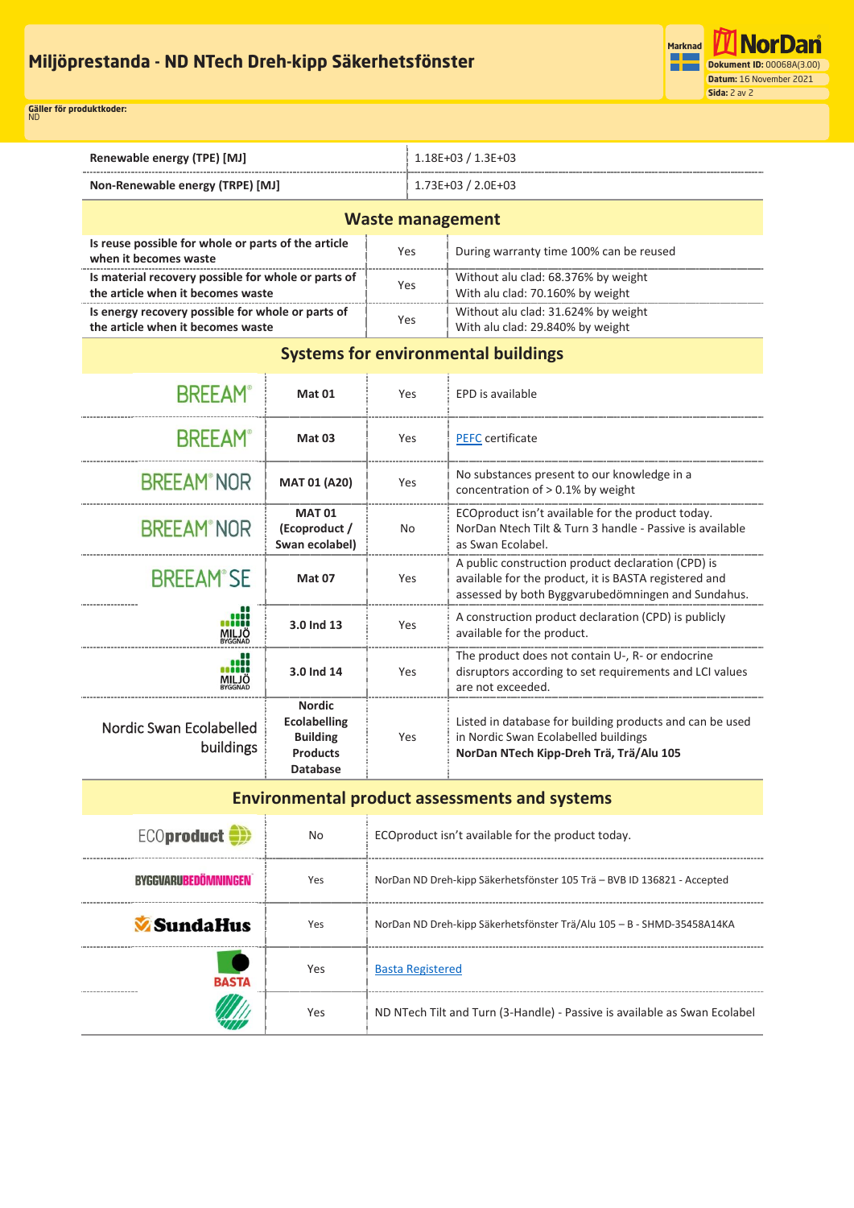| | |
|---|---|
| **Renewable energy (TPE) [MJ]** | 1.18E+03 / 1.3E+03 |
| **Non-Renewable energy (TRPE) [MJ]** | 1.73E+03 / 2.0E+03 |

## Waste management

| | | |
|---|---|---|
| **Is reuse possible for whole or parts of the article when it becomes waste** | Yes | During warranty time 100% can be reused |
| **Is material recovery possible for whole or parts of the article when it becomes waste** | Yes | Without alu clad: 68.376% by weight<br>With alu clad: 70.160% by weight |
| **Is energy recovery possible for whole or parts of the article when it becomes waste** | Yes | Without alu clad: 31.624% by weight<br>With alu clad: 29.840% by weight |

## Systems for environmental buildings

| | | | |
|---|---|---|---|
| BREEAM | **Mat 01** | Yes | EPD is available |
| BREEAM | **Mat 03** | Yes | PEFC certificate |
| BREEAM NOR | **MAT 01 (A20)** | Yes | No substances present to our knowledge in a concentration of > 0.1% by weight |
| BREEAM NOR | **MAT 01 (Ecoproduct / Swan ecolabel)** | No | ECOproduct isn't available for the product today. NorDan Ntech Tilt & Turn 3 handle - Passive is available as Swan Ecolabel. |
| BREEAM SE | **Mat 07** | Yes | A public construction product declaration (CPD) is available for the product, it is BASTA registered and assessed by both Byggvarubedömningen and Sundahus. |
| MILJÖ BYGGNAD | **3.0 Ind 13** | Yes | A construction product declaration (CPD) is publicly available for the product. |
| MILJÖ BYGGNAD | **3.0 Ind 14** | Yes | The product does not contain U-, R- or endocrine disruptors according to set requirements and LCI values are not exceeded. |
| Nordic Swan Ecolabelled buildings | **Nordic Ecolabelling Building Products Database** | Yes | Listed in database for building products and can be used in Nordic Swan Ecolabelled buildings<br>**NorDan NTech Kipp-Dreh Trä, Trä/Alu 105** |

## Environmental product assessments and systems

| | | |
|---|---|---|
| ECOproduct | No | ECOproduct isn't available for the product today. |
| BYGGVARUBEDÖMNINGEN | Yes | NorDan ND Dreh-kipp Säkerhetsfönster 105 Trä – BVB ID 136821 - Accepted |
| SundaHus | Yes | NorDan ND Dreh-kipp Säkerhetsfönster Trä/Alu 105 – B - SHMD-35458A14KA |
| BASTA | Yes | Basta Registered |
| Swan Ecolabel | Yes | ND NTech Tilt and Turn (3-Handle) - Passive is available as Swan Ecolabel |